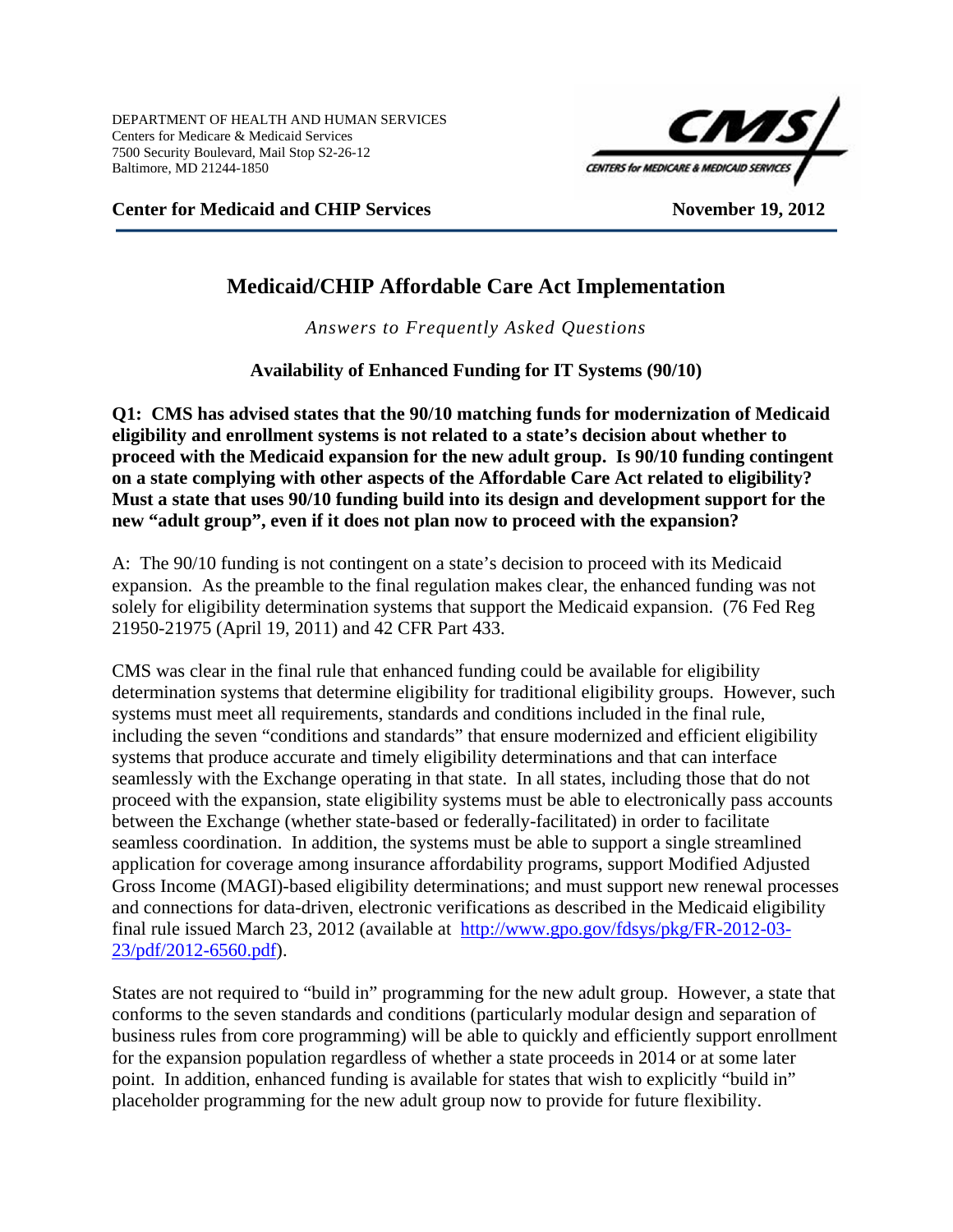DEPARTMENT OF HEALTH AND HUMAN SERVICES
Centers for Medicare & Medicaid Services
7500 Security Boulevard, Mail Stop S2-26-12
Baltimore, MD 21244-1850

**Center for Medicaid and CHIP Services** **November 19, 2012**

# Medicaid/CHIP Affordable Care Act Implementation

*Answers to Frequently Asked Questions*

**Availability of Enhanced Funding for IT Systems (90/10)**

**Q1: CMS has advised states that the 90/10 matching funds for modernization of Medicaid eligibility and enrollment systems is not related to a state's decision about whether to proceed with the Medicaid expansion for the new adult group. Is 90/10 funding contingent on a state complying with other aspects of the Affordable Care Act related to eligibility? Must a state that uses 90/10 funding build into its design and development support for the new "adult group", even if it does not plan now to proceed with the expansion?**

A: The 90/10 funding is not contingent on a state's decision to proceed with its Medicaid expansion. As the preamble to the final regulation makes clear, the enhanced funding was not solely for eligibility determination systems that support the Medicaid expansion. (76 Fed Reg 21950-21975 (April 19, 2011) and 42 CFR Part 433.

CMS was clear in the final rule that enhanced funding could be available for eligibility determination systems that determine eligibility for traditional eligibility groups. However, such systems must meet all requirements, standards and conditions included in the final rule, including the seven "conditions and standards" that ensure modernized and efficient eligibility systems that produce accurate and timely eligibility determinations and that can interface seamlessly with the Exchange operating in that state. In all states, including those that do not proceed with the expansion, state eligibility systems must be able to electronically pass accounts between the Exchange (whether state-based or federally-facilitated) in order to facilitate seamless coordination. In addition, the systems must be able to support a single streamlined application for coverage among insurance affordability programs, support Modified Adjusted Gross Income (MAGI)-based eligibility determinations; and must support new renewal processes and connections for data-driven, electronic verifications as described in the Medicaid eligibility final rule issued March 23, 2012 (available at [http://www.gpo.gov/fdsys/pkg/FR-2012-03-23/pdf/2012-6560.pdf](http://www.gpo.gov/fdsys/pkg/FR-2012-03-23/pdf/2012-6560.pdf)).

States are not required to "build in" programming for the new adult group. However, a state that conforms to the seven standards and conditions (particularly modular design and separation of business rules from core programming) will be able to quickly and efficiently support enrollment for the expansion population regardless of whether a state proceeds in 2014 or at some later point. In addition, enhanced funding is available for states that wish to explicitly "build in" placeholder programming for the new adult group now to provide for future flexibility.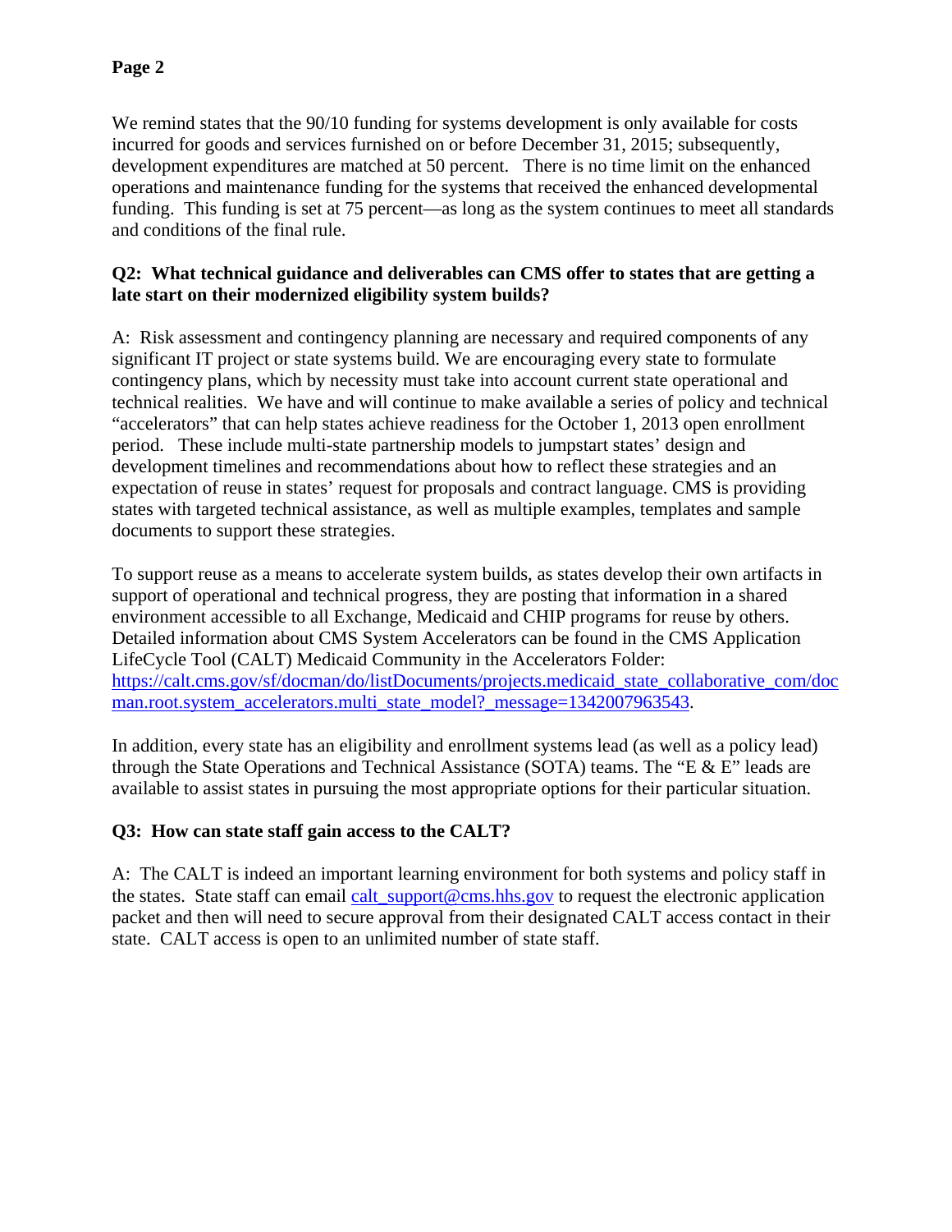We remind states that the 90/10 funding for systems development is only available for costs incurred for goods and services furnished on or before December 31, 2015; subsequently, development expenditures are matched at 50 percent. There is no time limit on the enhanced operations and maintenance funding for the systems that received the enhanced developmental funding. This funding is set at 75 percent—as long as the system continues to meet all standards and conditions of the final rule.

**Q2: What technical guidance and deliverables can CMS offer to states that are getting a late start on their modernized eligibility system builds?**

A: Risk assessment and contingency planning are necessary and required components of any significant IT project or state systems build. We are encouraging every state to formulate contingency plans, which by necessity must take into account current state operational and technical realities. We have and will continue to make available a series of policy and technical "accelerators" that can help states achieve readiness for the October 1, 2013 open enrollment period. These include multi-state partnership models to jumpstart states' design and development timelines and recommendations about how to reflect these strategies and an expectation of reuse in states' request for proposals and contract language. CMS is providing states with targeted technical assistance, as well as multiple examples, templates and sample documents to support these strategies.

To support reuse as a means to accelerate system builds, as states develop their own artifacts in support of operational and technical progress, they are posting that information in a shared environment accessible to all Exchange, Medicaid and CHIP programs for reuse by others. Detailed information about CMS System Accelerators can be found in the CMS Application LifeCycle Tool (CALT) Medicaid Community in the Accelerators Folder: [https://calt.cms.gov/sf/docman/do/listDocuments/projects.medicaid_state_collaborative_com/docman.root.system_accelerators.multi_state_model?_message=1342007963543](https://calt.cms.gov/sf/docman/do/listDocuments/projects.medicaid_state_collaborative_com/docman.root.system_accelerators.multi_state_model?_message=1342007963543).

In addition, every state has an eligibility and enrollment systems lead (as well as a policy lead) through the State Operations and Technical Assistance (SOTA) teams. The "E & E" leads are available to assist states in pursuing the most appropriate options for their particular situation.

**Q3: How can state staff gain access to the CALT?**

A: The CALT is indeed an important learning environment for both systems and policy staff in the states. State staff can email [calt_support@cms.hhs.gov](mailto:calt_support@cms.hhs.gov) to request the electronic application packet and then will need to secure approval from their designated CALT access contact in their state. CALT access is open to an unlimited number of state staff.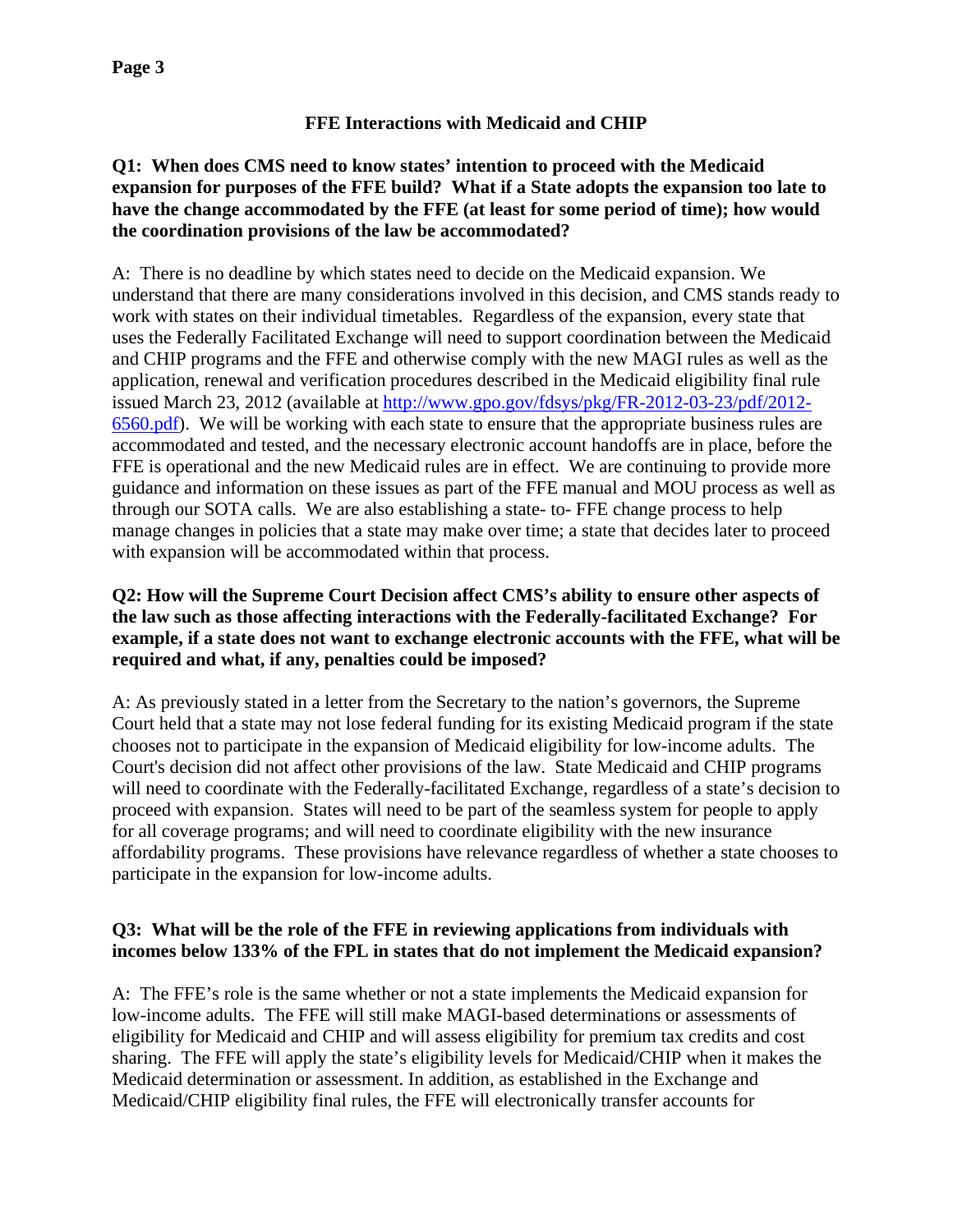## FFE Interactions with Medicaid and CHIP

**Q1: When does CMS need to know states' intention to proceed with the Medicaid expansion for purposes of the FFE build? What if a State adopts the expansion too late to have the change accommodated by the FFE (at least for some period of time); how would the coordination provisions of the law be accommodated?**

A: There is no deadline by which states need to decide on the Medicaid expansion. We understand that there are many considerations involved in this decision, and CMS stands ready to work with states on their individual timetables. Regardless of the expansion, every state that uses the Federally Facilitated Exchange will need to support coordination between the Medicaid and CHIP programs and the FFE and otherwise comply with the new MAGI rules as well as the application, renewal and verification procedures described in the Medicaid eligibility final rule issued March 23, 2012 (available at [http://www.gpo.gov/fdsys/pkg/FR-2012-03-23/pdf/2012-6560.pdf](http://www.gpo.gov/fdsys/pkg/FR-2012-03-23/pdf/2012-6560.pdf)). We will be working with each state to ensure that the appropriate business rules are accommodated and tested, and the necessary electronic account handoffs are in place, before the FFE is operational and the new Medicaid rules are in effect. We are continuing to provide more guidance and information on these issues as part of the FFE manual and MOU process as well as through our SOTA calls. We are also establishing a state- to- FFE change process to help manage changes in policies that a state may make over time; a state that decides later to proceed with expansion will be accommodated within that process.

**Q2: How will the Supreme Court Decision affect CMS's ability to ensure other aspects of the law such as those affecting interactions with the Federally-facilitated Exchange? For example, if a state does not want to exchange electronic accounts with the FFE, what will be required and what, if any, penalties could be imposed?**

A: As previously stated in a letter from the Secretary to the nation's governors, the Supreme Court held that a state may not lose federal funding for its existing Medicaid program if the state chooses not to participate in the expansion of Medicaid eligibility for low-income adults. The Court's decision did not affect other provisions of the law. State Medicaid and CHIP programs will need to coordinate with the Federally-facilitated Exchange, regardless of a state's decision to proceed with expansion. States will need to be part of the seamless system for people to apply for all coverage programs; and will need to coordinate eligibility with the new insurance affordability programs. These provisions have relevance regardless of whether a state chooses to participate in the expansion for low-income adults.

**Q3: What will be the role of the FFE in reviewing applications from individuals with incomes below 133% of the FPL in states that do not implement the Medicaid expansion?**

A: The FFE's role is the same whether or not a state implements the Medicaid expansion for low-income adults. The FFE will still make MAGI-based determinations or assessments of eligibility for Medicaid and CHIP and will assess eligibility for premium tax credits and cost sharing. The FFE will apply the state's eligibility levels for Medicaid/CHIP when it makes the Medicaid determination or assessment. In addition, as established in the Exchange and Medicaid/CHIP eligibility final rules, the FFE will electronically transfer accounts for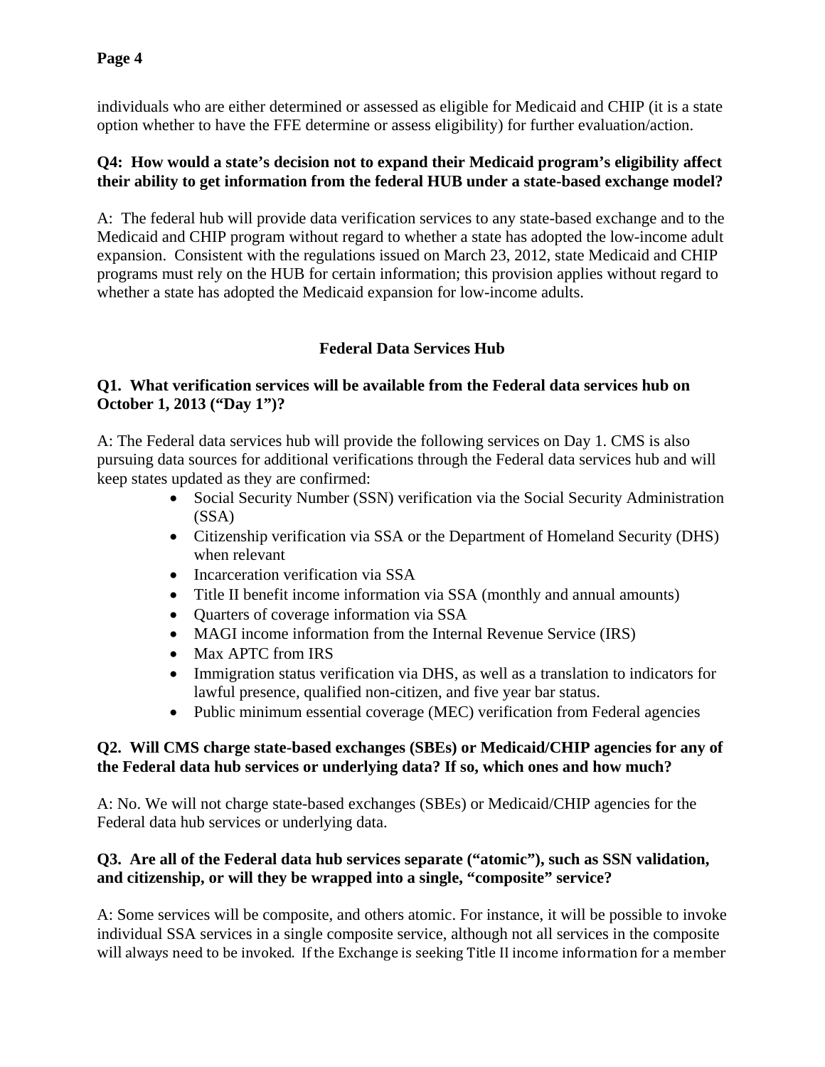individuals who are either determined or assessed as eligible for Medicaid and CHIP (it is a state option whether to have the FFE determine or assess eligibility) for further evaluation/action.

**Q4: How would a state's decision not to expand their Medicaid program's eligibility affect their ability to get information from the federal HUB under a state-based exchange model?**

A: The federal hub will provide data verification services to any state-based exchange and to the Medicaid and CHIP program without regard to whether a state has adopted the low-income adult expansion. Consistent with the regulations issued on March 23, 2012, state Medicaid and CHIP programs must rely on the HUB for certain information; this provision applies without regard to whether a state has adopted the Medicaid expansion for low-income adults.

## Federal Data Services Hub

**Q1. What verification services will be available from the Federal data services hub on October 1, 2013 ("Day 1")?**

A: The Federal data services hub will provide the following services on Day 1. CMS is also pursuing data sources for additional verifications through the Federal data services hub and will keep states updated as they are confirmed:

- Social Security Number (SSN) verification via the Social Security Administration (SSA)
- Citizenship verification via SSA or the Department of Homeland Security (DHS) when relevant
- Incarceration verification via SSA
- Title II benefit income information via SSA (monthly and annual amounts)
- Quarters of coverage information via SSA
- MAGI income information from the Internal Revenue Service (IRS)
- Max APTC from IRS
- Immigration status verification via DHS, as well as a translation to indicators for lawful presence, qualified non-citizen, and five year bar status.
- Public minimum essential coverage (MEC) verification from Federal agencies

**Q2. Will CMS charge state-based exchanges (SBEs) or Medicaid/CHIP agencies for any of the Federal data hub services or underlying data? If so, which ones and how much?**

A: No. We will not charge state-based exchanges (SBEs) or Medicaid/CHIP agencies for the Federal data hub services or underlying data.

**Q3. Are all of the Federal data hub services separate ("atomic"), such as SSN validation, and citizenship, or will they be wrapped into a single, "composite" service?**

A: Some services will be composite, and others atomic. For instance, it will be possible to invoke individual SSA services in a single composite service, although not all services in the composite will always need to be invoked. If the Exchange is seeking Title II income information for a member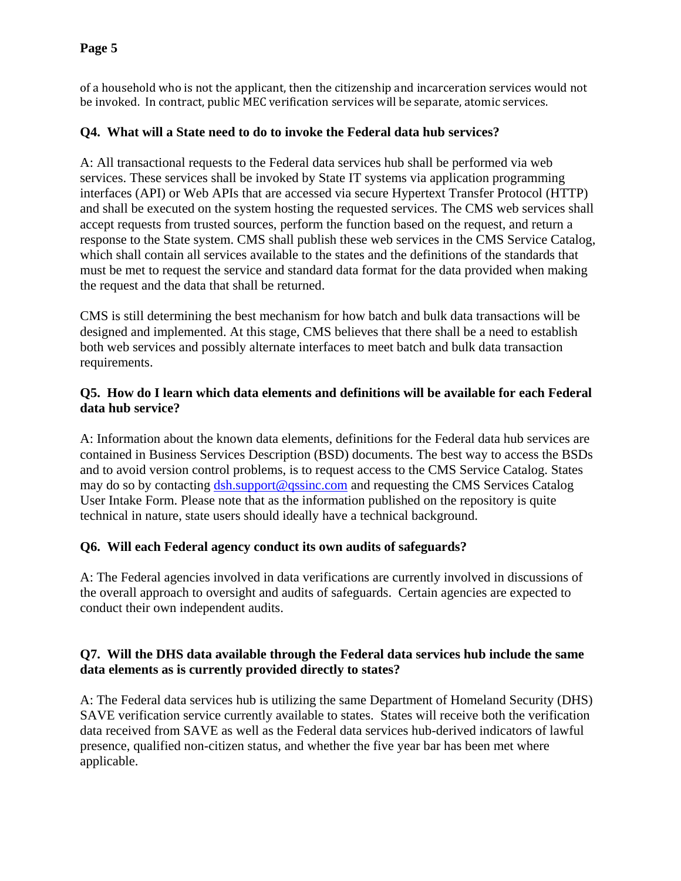of a household who is not the applicant, then the citizenship and incarceration services would not be invoked. In contract, public MEC verification services will be separate, atomic services.

**Q4. What will a State need to do to invoke the Federal data hub services?**

A: All transactional requests to the Federal data services hub shall be performed via web services. These services shall be invoked by State IT systems via application programming interfaces (API) or Web APIs that are accessed via secure Hypertext Transfer Protocol (HTTP) and shall be executed on the system hosting the requested services. The CMS web services shall accept requests from trusted sources, perform the function based on the request, and return a response to the State system. CMS shall publish these web services in the CMS Service Catalog, which shall contain all services available to the states and the definitions of the standards that must be met to request the service and standard data format for the data provided when making the request and the data that shall be returned.

CMS is still determining the best mechanism for how batch and bulk data transactions will be designed and implemented. At this stage, CMS believes that there shall be a need to establish both web services and possibly alternate interfaces to meet batch and bulk data transaction requirements.

**Q5. How do I learn which data elements and definitions will be available for each Federal data hub service?**

A: Information about the known data elements, definitions for the Federal data hub services are contained in Business Services Description (BSD) documents. The best way to access the BSDs and to avoid version control problems, is to request access to the CMS Service Catalog. States may do so by contacting dsh.support@qssinc.com and requesting the CMS Services Catalog User Intake Form. Please note that as the information published on the repository is quite technical in nature, state users should ideally have a technical background.

**Q6. Will each Federal agency conduct its own audits of safeguards?**

A: The Federal agencies involved in data verifications are currently involved in discussions of the overall approach to oversight and audits of safeguards. Certain agencies are expected to conduct their own independent audits.

**Q7. Will the DHS data available through the Federal data services hub include the same data elements as is currently provided directly to states?**

A: The Federal data services hub is utilizing the same Department of Homeland Security (DHS) SAVE verification service currently available to states. States will receive both the verification data received from SAVE as well as the Federal data services hub-derived indicators of lawful presence, qualified non-citizen status, and whether the five year bar has been met where applicable.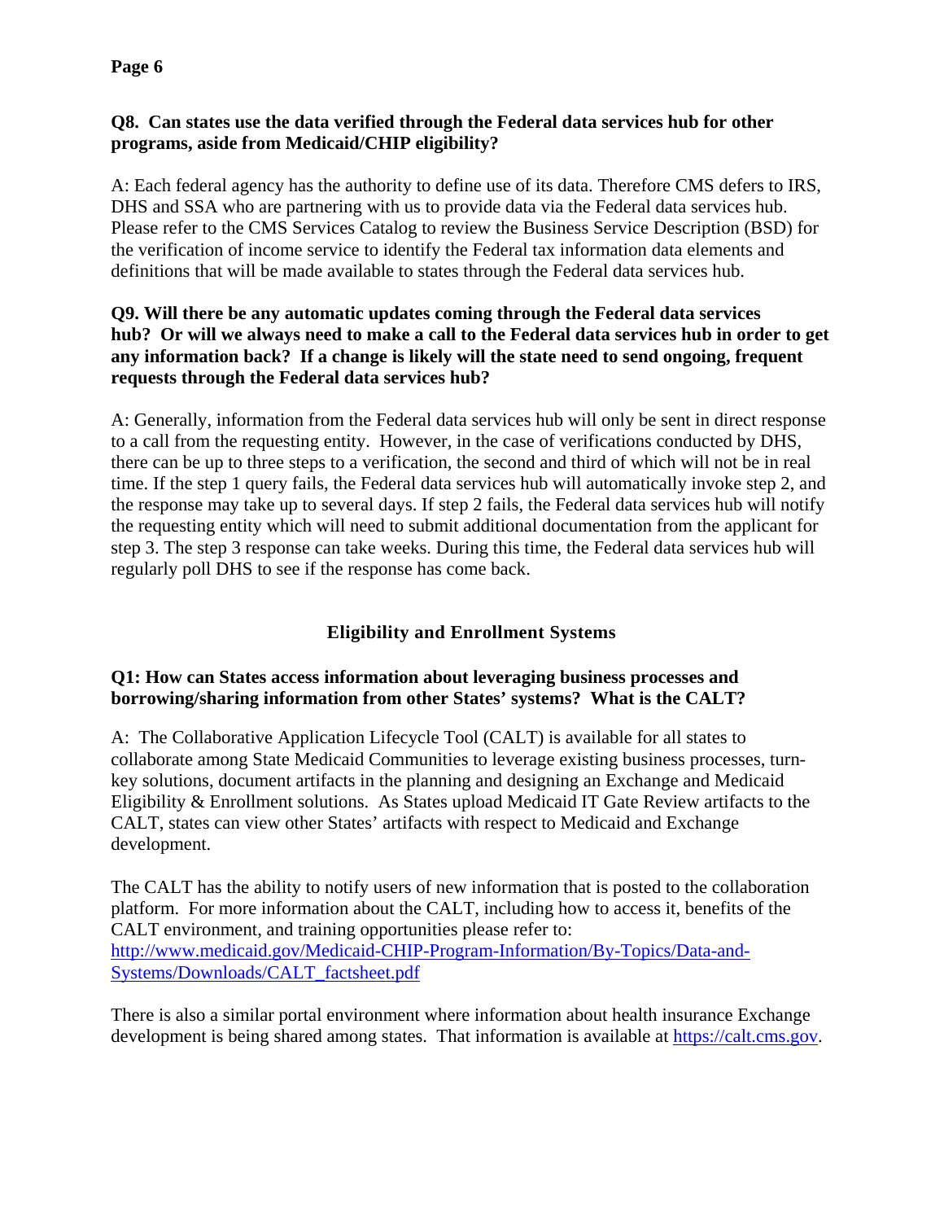**Q8. Can states use the data verified through the Federal data services hub for other programs, aside from Medicaid/CHIP eligibility?**

A: Each federal agency has the authority to define use of its data. Therefore CMS defers to IRS, DHS and SSA who are partnering with us to provide data via the Federal data services hub. Please refer to the CMS Services Catalog to review the Business Service Description (BSD) for the verification of income service to identify the Federal tax information data elements and definitions that will be made available to states through the Federal data services hub.

**Q9. Will there be any automatic updates coming through the Federal data services hub? Or will we always need to make a call to the Federal data services hub in order to get any information back? If a change is likely will the state need to send ongoing, frequent requests through the Federal data services hub?**

A: Generally, information from the Federal data services hub will only be sent in direct response to a call from the requesting entity. However, in the case of verifications conducted by DHS, there can be up to three steps to a verification, the second and third of which will not be in real time. If the step 1 query fails, the Federal data services hub will automatically invoke step 2, and the response may take up to several days. If step 2 fails, the Federal data services hub will notify the requesting entity which will need to submit additional documentation from the applicant for step 3. The step 3 response can take weeks. During this time, the Federal data services hub will regularly poll DHS to see if the response has come back.

## Eligibility and Enrollment Systems

**Q1: How can States access information about leveraging business processes and borrowing/sharing information from other States' systems? What is the CALT?**

A: The Collaborative Application Lifecycle Tool (CALT) is available for all states to collaborate among State Medicaid Communities to leverage existing business processes, turn-key solutions, document artifacts in the planning and designing an Exchange and Medicaid Eligibility & Enrollment solutions. As States upload Medicaid IT Gate Review artifacts to the CALT, states can view other States' artifacts with respect to Medicaid and Exchange development.

The CALT has the ability to notify users of new information that is posted to the collaboration platform. For more information about the CALT, including how to access it, benefits of the CALT environment, and training opportunities please refer to: [http://www.medicaid.gov/Medicaid-CHIP-Program-Information/By-Topics/Data-and-Systems/Downloads/CALT_factsheet.pdf](http://www.medicaid.gov/Medicaid-CHIP-Program-Information/By-Topics/Data-and-Systems/Downloads/CALT_factsheet.pdf)

There is also a similar portal environment where information about health insurance Exchange development is being shared among states. That information is available at [https://calt.cms.gov](https://calt.cms.gov).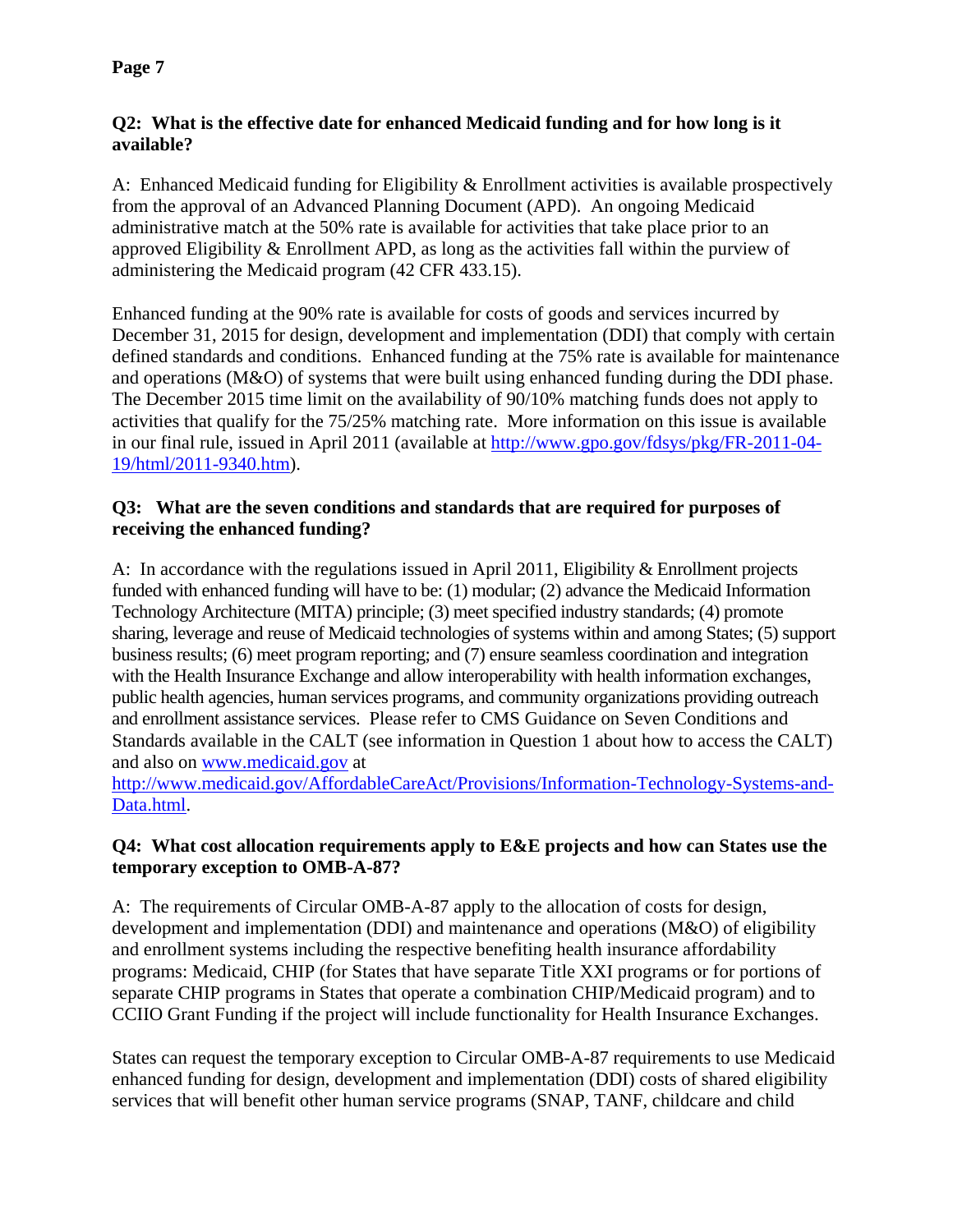**Q2: What is the effective date for enhanced Medicaid funding and for how long is it available?**

A: Enhanced Medicaid funding for Eligibility & Enrollment activities is available prospectively from the approval of an Advanced Planning Document (APD). An ongoing Medicaid administrative match at the 50% rate is available for activities that take place prior to an approved Eligibility & Enrollment APD, as long as the activities fall within the purview of administering the Medicaid program (42 CFR 433.15).

Enhanced funding at the 90% rate is available for costs of goods and services incurred by December 31, 2015 for design, development and implementation (DDI) that comply with certain defined standards and conditions. Enhanced funding at the 75% rate is available for maintenance and operations (M&O) of systems that were built using enhanced funding during the DDI phase. The December 2015 time limit on the availability of 90/10% matching funds does not apply to activities that qualify for the 75/25% matching rate. More information on this issue is available in our final rule, issued in April 2011 (available at [http://www.gpo.gov/fdsys/pkg/FR-2011-04-19/html/2011-9340.htm](http://www.gpo.gov/fdsys/pkg/FR-2011-04-19/html/2011-9340.htm)).

**Q3: What are the seven conditions and standards that are required for purposes of receiving the enhanced funding?**

A: In accordance with the regulations issued in April 2011, Eligibility & Enrollment projects funded with enhanced funding will have to be: (1) modular; (2) advance the Medicaid Information Technology Architecture (MITA) principle; (3) meet specified industry standards; (4) promote sharing, leverage and reuse of Medicaid technologies of systems within and among States; (5) support business results; (6) meet program reporting; and (7) ensure seamless coordination and integration with the Health Insurance Exchange and allow interoperability with health information exchanges, public health agencies, human services programs, and community organizations providing outreach and enrollment assistance services. Please refer to CMS Guidance on Seven Conditions and Standards available in the CALT (see information in Question 1 about how to access the CALT) and also on [www.medicaid.gov](http://www.medicaid.gov) at [http://www.medicaid.gov/AffordableCareAct/Provisions/Information-Technology-Systems-and-Data.html](http://www.medicaid.gov/AffordableCareAct/Provisions/Information-Technology-Systems-and-Data.html).

**Q4: What cost allocation requirements apply to E&E projects and how can States use the temporary exception to OMB-A-87?**

A: The requirements of Circular OMB-A-87 apply to the allocation of costs for design, development and implementation (DDI) and maintenance and operations (M&O) of eligibility and enrollment systems including the respective benefiting health insurance affordability programs: Medicaid, CHIP (for States that have separate Title XXI programs or for portions of separate CHIP programs in States that operate a combination CHIP/Medicaid program) and to CCIIO Grant Funding if the project will include functionality for Health Insurance Exchanges.

States can request the temporary exception to Circular OMB-A-87 requirements to use Medicaid enhanced funding for design, development and implementation (DDI) costs of shared eligibility services that will benefit other human service programs (SNAP, TANF, childcare and child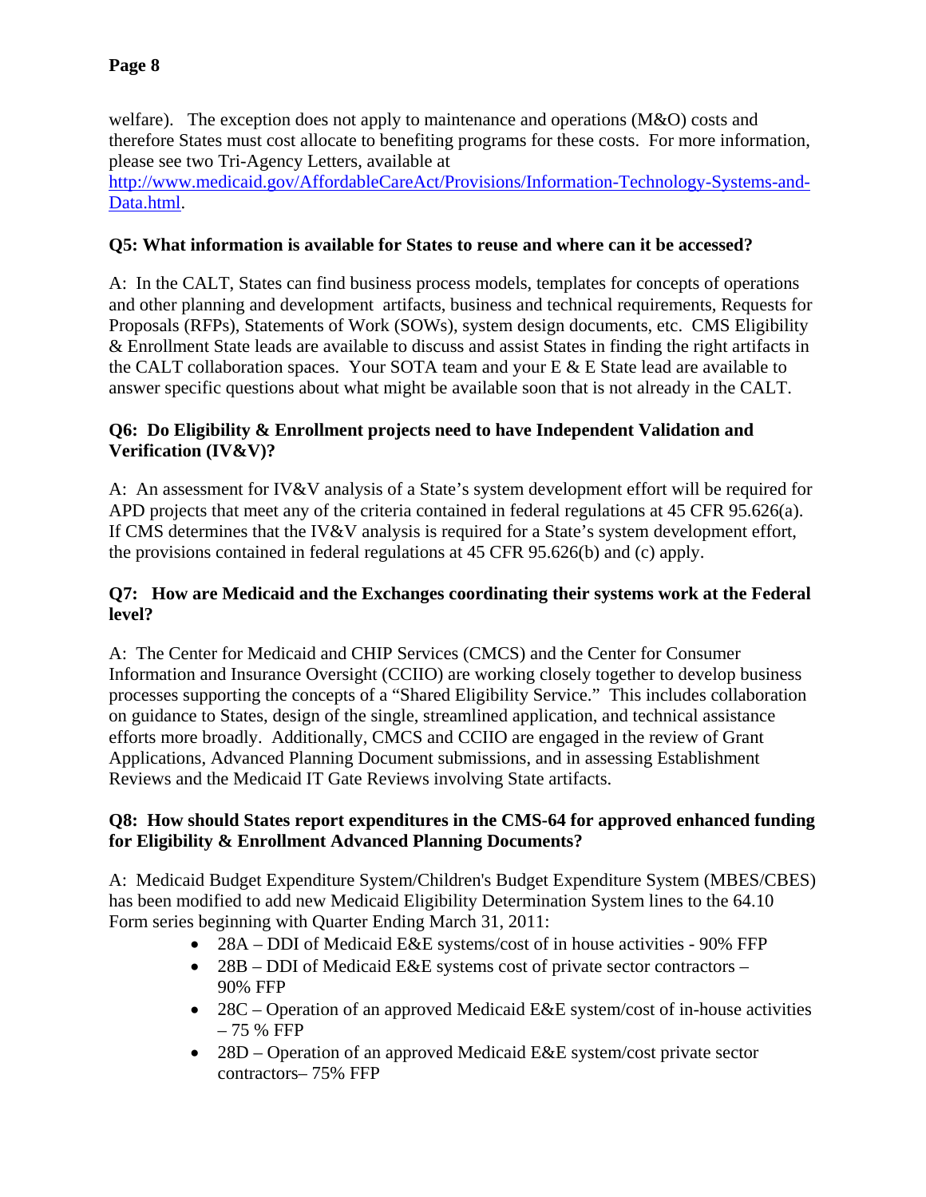welfare). The exception does not apply to maintenance and operations (M&O) costs and therefore States must cost allocate to benefiting programs for these costs. For more information, please see two Tri-Agency Letters, available at [http://www.medicaid.gov/AffordableCareAct/Provisions/Information-Technology-Systems-and-Data.html](http://www.medicaid.gov/AffordableCareAct/Provisions/Information-Technology-Systems-and-Data.html).

**Q5: What information is available for States to reuse and where can it be accessed?**

A: In the CALT, States can find business process models, templates for concepts of operations and other planning and development artifacts, business and technical requirements, Requests for Proposals (RFPs), Statements of Work (SOWs), system design documents, etc. CMS Eligibility & Enrollment State leads are available to discuss and assist States in finding the right artifacts in the CALT collaboration spaces. Your SOTA team and your E & E State lead are available to answer specific questions about what might be available soon that is not already in the CALT.

**Q6: Do Eligibility & Enrollment projects need to have Independent Validation and Verification (IV&V)?**

A: An assessment for IV&V analysis of a State's system development effort will be required for APD projects that meet any of the criteria contained in federal regulations at 45 CFR 95.626(a). If CMS determines that the IV&V analysis is required for a State's system development effort, the provisions contained in federal regulations at 45 CFR 95.626(b) and (c) apply.

**Q7: How are Medicaid and the Exchanges coordinating their systems work at the Federal level?**

A: The Center for Medicaid and CHIP Services (CMCS) and the Center for Consumer Information and Insurance Oversight (CCIIO) are working closely together to develop business processes supporting the concepts of a "Shared Eligibility Service." This includes collaboration on guidance to States, design of the single, streamlined application, and technical assistance efforts more broadly. Additionally, CMCS and CCIIO are engaged in the review of Grant Applications, Advanced Planning Document submissions, and in assessing Establishment Reviews and the Medicaid IT Gate Reviews involving State artifacts.

**Q8: How should States report expenditures in the CMS-64 for approved enhanced funding for Eligibility & Enrollment Advanced Planning Documents?**

A: Medicaid Budget Expenditure System/Children's Budget Expenditure System (MBES/CBES) has been modified to add new Medicaid Eligibility Determination System lines to the 64.10 Form series beginning with Quarter Ending March 31, 2011:

- 28A – DDI of Medicaid E&E systems/cost of in house activities - 90% FFP
- 28B – DDI of Medicaid E&E systems cost of private sector contractors – 90% FFP
- 28C – Operation of an approved Medicaid E&E system/cost of in-house activities – 75 % FFP
- 28D – Operation of an approved Medicaid E&E system/cost private sector contractors– 75% FFP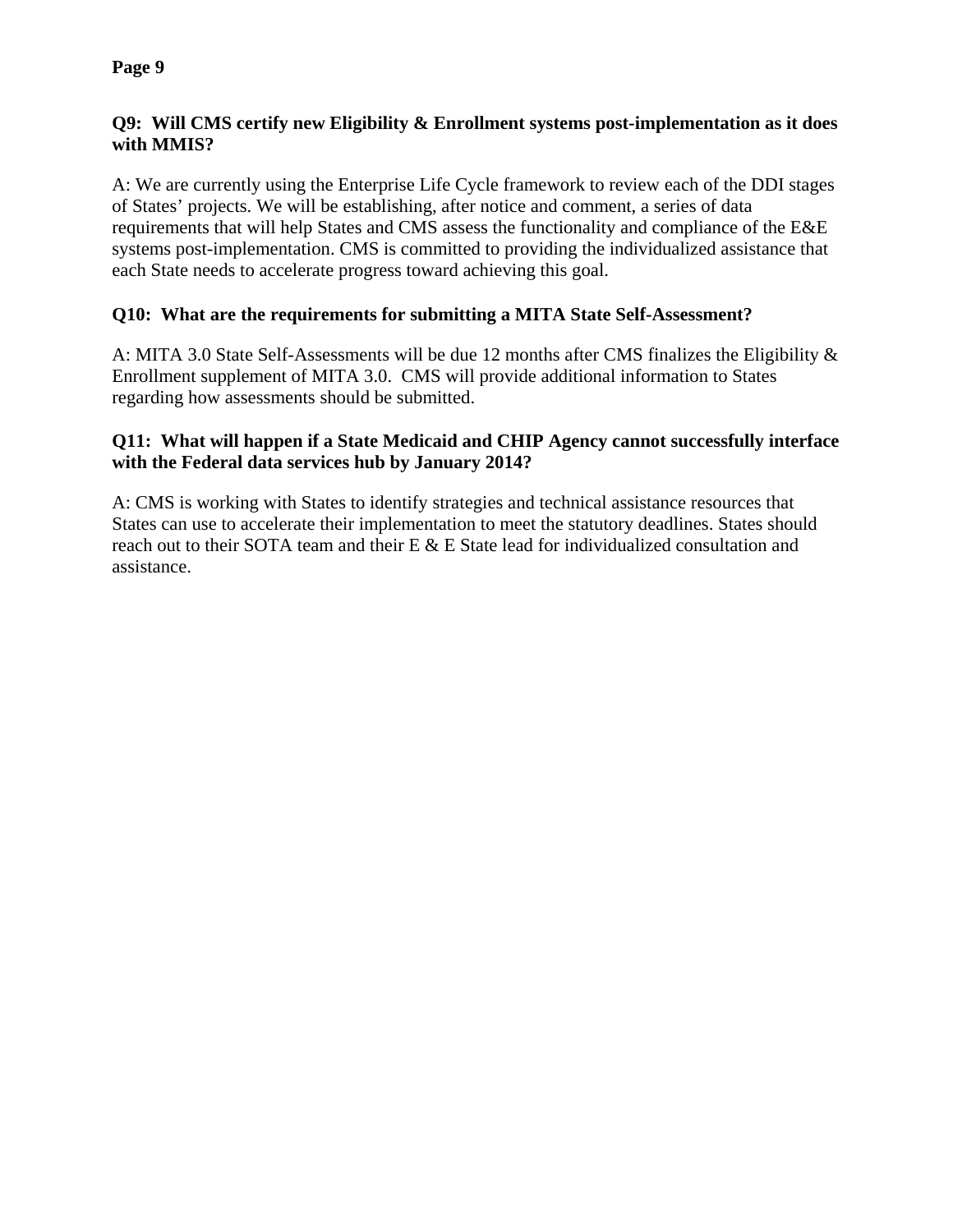**Q9: Will CMS certify new Eligibility & Enrollment systems post-implementation as it does with MMIS?**

A: We are currently using the Enterprise Life Cycle framework to review each of the DDI stages of States' projects. We will be establishing, after notice and comment, a series of data requirements that will help States and CMS assess the functionality and compliance of the E&E systems post-implementation. CMS is committed to providing the individualized assistance that each State needs to accelerate progress toward achieving this goal.

**Q10: What are the requirements for submitting a MITA State Self-Assessment?**

A: MITA 3.0 State Self-Assessments will be due 12 months after CMS finalizes the Eligibility & Enrollment supplement of MITA 3.0. CMS will provide additional information to States regarding how assessments should be submitted.

**Q11: What will happen if a State Medicaid and CHIP Agency cannot successfully interface with the Federal data services hub by January 2014?**

A: CMS is working with States to identify strategies and technical assistance resources that States can use to accelerate their implementation to meet the statutory deadlines. States should reach out to their SOTA team and their E & E State lead for individualized consultation and assistance.